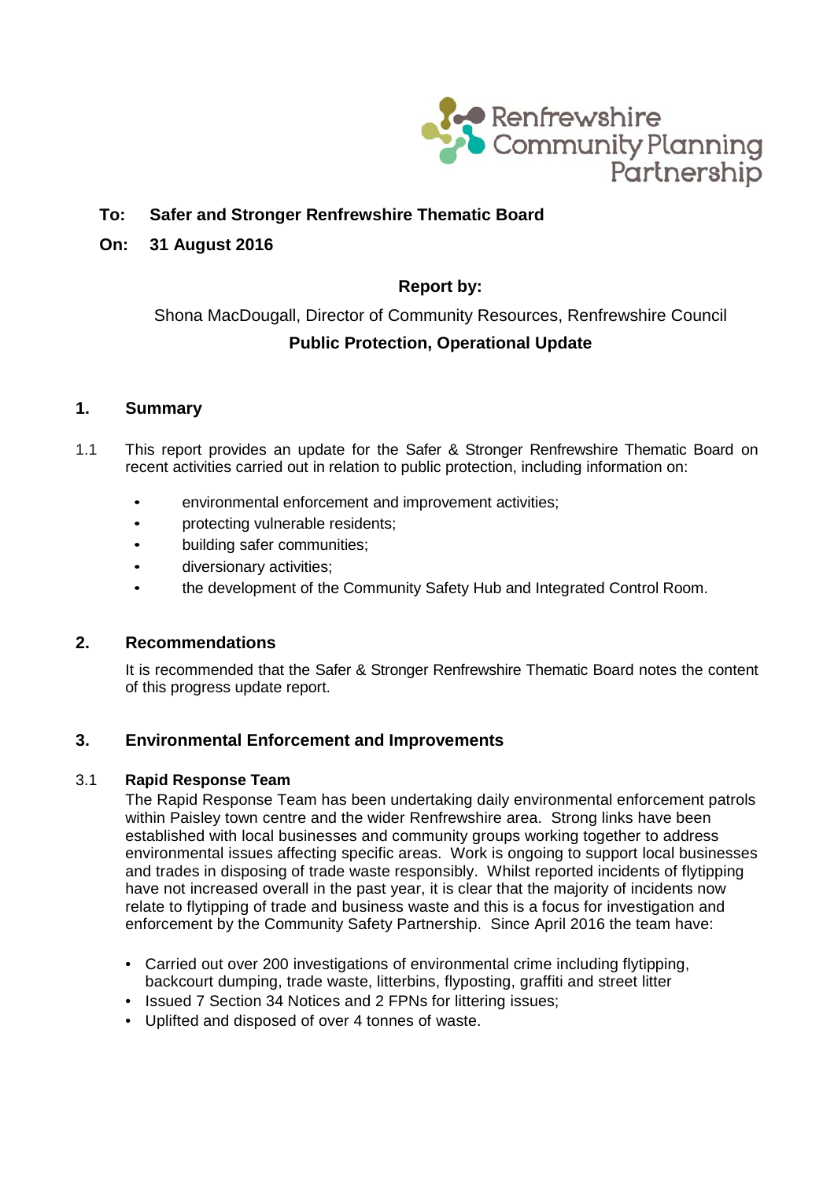Renfrewshire Community Planning Partnership

**To:** **Safer and Stronger Renfrewshire Thematic Board**

**On:** **31 August 2016**

**Report by:**

Shona MacDougall, Director of Community Resources, Renfrewshire Council

**Public Protection, Operational Update**

## 1. Summary

1.1 This report provides an update for the Safer & Stronger Renfrewshire Thematic Board on recent activities carried out in relation to public protection, including information on:

- environmental enforcement and improvement activities;
- protecting vulnerable residents;
- building safer communities;
- diversionary activities;
- the development of the Community Safety Hub and Integrated Control Room.

## 2. Recommendations

It is recommended that the Safer & Stronger Renfrewshire Thematic Board notes the content of this progress update report.

## 3. Environmental Enforcement and Improvements

### 3.1 Rapid Response Team

The Rapid Response Team has been undertaking daily environmental enforcement patrols within Paisley town centre and the wider Renfrewshire area. Strong links have been established with local businesses and community groups working together to address environmental issues affecting specific areas. Work is ongoing to support local businesses and trades in disposing of trade waste responsibly. Whilst reported incidents of flytipping have not increased overall in the past year, it is clear that the majority of incidents now relate to flytipping of trade and business waste and this is a focus for investigation and enforcement by the Community Safety Partnership. Since April 2016 the team have:

- Carried out over 200 investigations of environmental crime including flytipping, backcourt dumping, trade waste, litterbins, flyposting, graffiti and street litter
- Issued 7 Section 34 Notices and 2 FPNs for littering issues;
- Uplifted and disposed of over 4 tonnes of waste.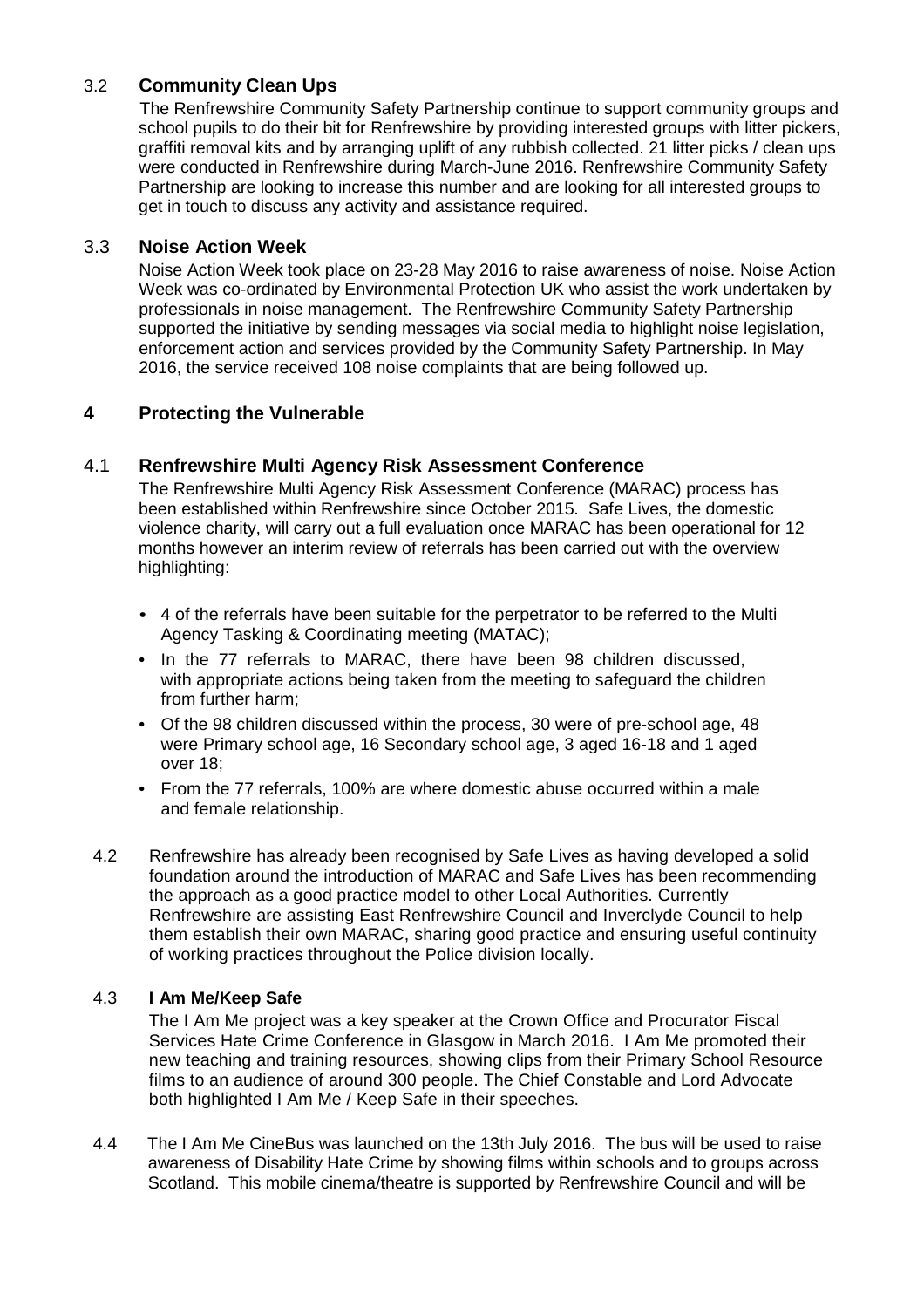### 3.2 Community Clean Ups

The Renfrewshire Community Safety Partnership continue to support community groups and school pupils to do their bit for Renfrewshire by providing interested groups with litter pickers, graffiti removal kits and by arranging uplift of any rubbish collected. 21 litter picks / clean ups were conducted in Renfrewshire during March-June 2016. Renfrewshire Community Safety Partnership are looking to increase this number and are looking for all interested groups to get in touch to discuss any activity and assistance required.

### 3.3 Noise Action Week

Noise Action Week took place on 23-28 May 2016 to raise awareness of noise. Noise Action Week was co-ordinated by Environmental Protection UK who assist the work undertaken by professionals in noise management. The Renfrewshire Community Safety Partnership supported the initiative by sending messages via social media to highlight noise legislation, enforcement action and services provided by the Community Safety Partnership. In May 2016, the service received 108 noise complaints that are being followed up.

## 4 Protecting the Vulnerable

### 4.1 Renfrewshire Multi Agency Risk Assessment Conference

The Renfrewshire Multi Agency Risk Assessment Conference (MARAC) process has been established within Renfrewshire since October 2015. Safe Lives, the domestic violence charity, will carry out a full evaluation once MARAC has been operational for 12 months however an interim review of referrals has been carried out with the overview highlighting:

- 4 of the referrals have been suitable for the perpetrator to be referred to the Multi Agency Tasking & Coordinating meeting (MATAC);
- In the 77 referrals to MARAC, there have been 98 children discussed, with appropriate actions being taken from the meeting to safeguard the children from further harm;
- Of the 98 children discussed within the process, 30 were of pre-school age, 48 were Primary school age, 16 Secondary school age, 3 aged 16-18 and 1 aged over 18;
- From the 77 referrals, 100% are where domestic abuse occurred within a male and female relationship.

4.2 Renfrewshire has already been recognised by Safe Lives as having developed a solid foundation around the introduction of MARAC and Safe Lives has been recommending the approach as a good practice model to other Local Authorities. Currently Renfrewshire are assisting East Renfrewshire Council and Inverclyde Council to help them establish their own MARAC, sharing good practice and ensuring useful continuity of working practices throughout the Police division locally.

### 4.3 I Am Me/Keep Safe

The I Am Me project was a key speaker at the Crown Office and Procurator Fiscal Services Hate Crime Conference in Glasgow in March 2016. I Am Me promoted their new teaching and training resources, showing clips from their Primary School Resource films to an audience of around 300 people. The Chief Constable and Lord Advocate both highlighted I Am Me / Keep Safe in their speeches.

4.4 The I Am Me CineBus was launched on the 13th July 2016. The bus will be used to raise awareness of Disability Hate Crime by showing films within schools and to groups across Scotland. This mobile cinema/theatre is supported by Renfrewshire Council and will be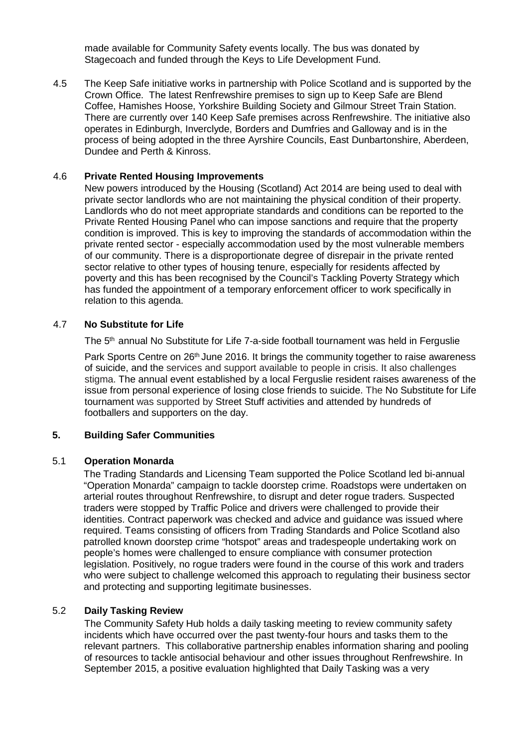made available for Community Safety events locally. The bus was donated by Stagecoach and funded through the Keys to Life Development Fund.

4.5 The Keep Safe initiative works in partnership with Police Scotland and is supported by the Crown Office. The latest Renfrewshire premises to sign up to Keep Safe are Blend Coffee, Hamishes Hoose, Yorkshire Building Society and Gilmour Street Train Station. There are currently over 140 Keep Safe premises across Renfrewshire. The initiative also operates in Edinburgh, Inverclyde, Borders and Dumfries and Galloway and is in the process of being adopted in the three Ayrshire Councils, East Dunbartonshire, Aberdeen, Dundee and Perth & Kinross.

4.6 **Private Rented Housing Improvements**

New powers introduced by the Housing (Scotland) Act 2014 are being used to deal with private sector landlords who are not maintaining the physical condition of their property. Landlords who do not meet appropriate standards and conditions can be reported to the Private Rented Housing Panel who can impose sanctions and require that the property condition is improved. This is key to improving the standards of accommodation within the private rented sector - especially accommodation used by the most vulnerable members of our community. There is a disproportionate degree of disrepair in the private rented sector relative to other types of housing tenure, especially for residents affected by poverty and this has been recognised by the Council's Tackling Poverty Strategy which has funded the appointment of a temporary enforcement officer to work specifically in relation to this agenda.

4.7 **No Substitute for Life**

The 5th annual No Substitute for Life 7-a-side football tournament was held in Ferguslie Park Sports Centre on 26th June 2016. It brings the community together to raise awareness of suicide, and the services and support available to people in crisis. It also challenges stigma. The annual event established by a local Ferguslie resident raises awareness of the issue from personal experience of losing close friends to suicide. The No Substitute for Life tournament was supported by Street Stuff activities and attended by hundreds of footballers and supporters on the day.

## 5. Building Safer Communities

5.1 **Operation Monarda**

The Trading Standards and Licensing Team supported the Police Scotland led bi-annual "Operation Monarda" campaign to tackle doorstep crime. Roadstops were undertaken on arterial routes throughout Renfrewshire, to disrupt and deter rogue traders. Suspected traders were stopped by Traffic Police and drivers were challenged to provide their identities. Contract paperwork was checked and advice and guidance was issued where required. Teams consisting of officers from Trading Standards and Police Scotland also patrolled known doorstep crime "hotspot" areas and tradespeople undertaking work on people's homes were challenged to ensure compliance with consumer protection legislation. Positively, no rogue traders were found in the course of this work and traders who were subject to challenge welcomed this approach to regulating their business sector and protecting and supporting legitimate businesses.

5.2 **Daily Tasking Review**

The Community Safety Hub holds a daily tasking meeting to review community safety incidents which have occurred over the past twenty-four hours and tasks them to the relevant partners. This collaborative partnership enables information sharing and pooling of resources to tackle antisocial behaviour and other issues throughout Renfrewshire. In September 2015, a positive evaluation highlighted that Daily Tasking was a very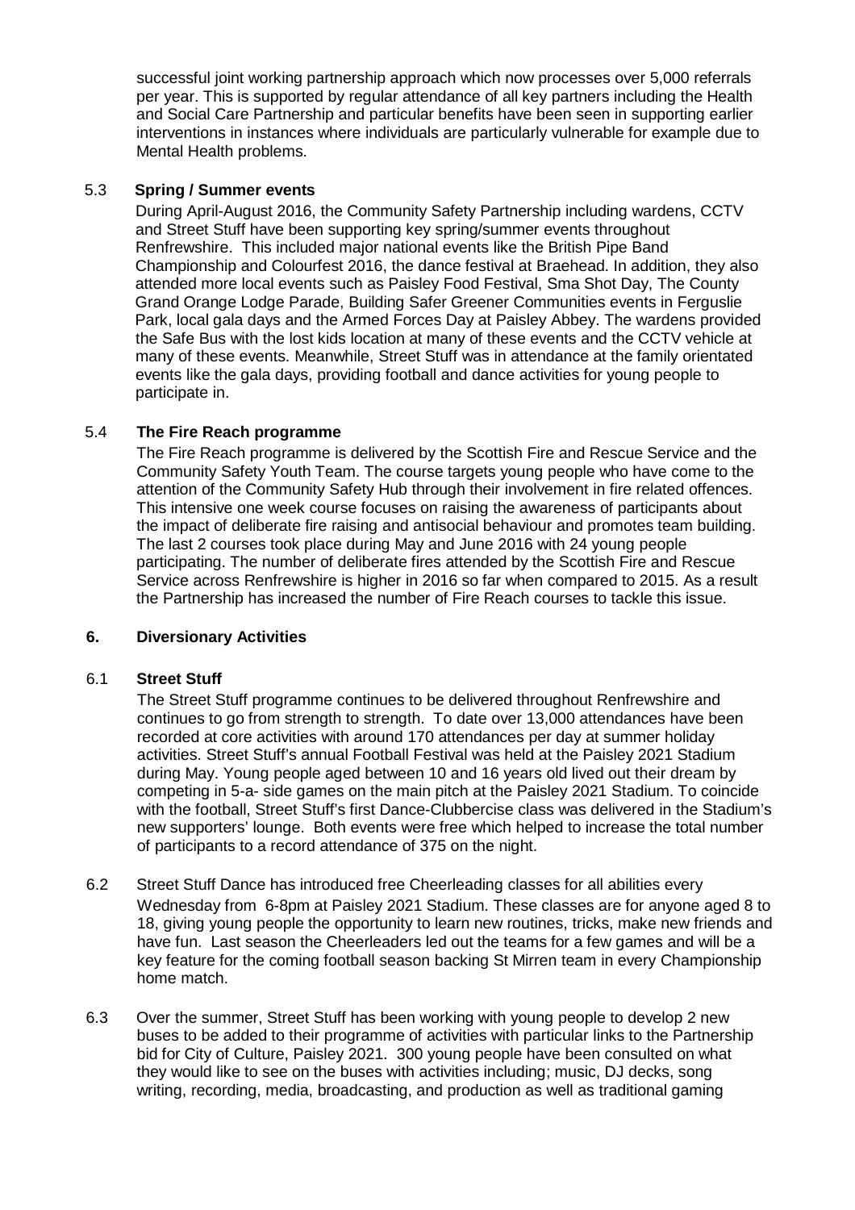successful joint working partnership approach which now processes over 5,000 referrals per year. This is supported by regular attendance of all key partners including the Health and Social Care Partnership and particular benefits have been seen in supporting earlier interventions in instances where individuals are particularly vulnerable for example due to Mental Health problems.

5.3 **Spring / Summer events**

During April-August 2016, the Community Safety Partnership including wardens, CCTV and Street Stuff have been supporting key spring/summer events throughout Renfrewshire. This included major national events like the British Pipe Band Championship and Colourfest 2016, the dance festival at Braehead. In addition, they also attended more local events such as Paisley Food Festival, Sma Shot Day, The County Grand Orange Lodge Parade, Building Safer Greener Communities events in Ferguslie Park, local gala days and the Armed Forces Day at Paisley Abbey. The wardens provided the Safe Bus with the lost kids location at many of these events and the CCTV vehicle at many of these events. Meanwhile, Street Stuff was in attendance at the family orientated events like the gala days, providing football and dance activities for young people to participate in.

5.4 **The Fire Reach programme**

The Fire Reach programme is delivered by the Scottish Fire and Rescue Service and the Community Safety Youth Team. The course targets young people who have come to the attention of the Community Safety Hub through their involvement in fire related offences. This intensive one week course focuses on raising the awareness of participants about the impact of deliberate fire raising and antisocial behaviour and promotes team building. The last 2 courses took place during May and June 2016 with 24 young people participating. The number of deliberate fires attended by the Scottish Fire and Rescue Service across Renfrewshire is higher in 2016 so far when compared to 2015. As a result the Partnership has increased the number of Fire Reach courses to tackle this issue.

## 6. Diversionary Activities

6.1 **Street Stuff**

The Street Stuff programme continues to be delivered throughout Renfrewshire and continues to go from strength to strength. To date over 13,000 attendances have been recorded at core activities with around 170 attendances per day at summer holiday activities. Street Stuff's annual Football Festival was held at the Paisley 2021 Stadium during May. Young people aged between 10 and 16 years old lived out their dream by competing in 5-a- side games on the main pitch at the Paisley 2021 Stadium. To coincide with the football, Street Stuff's first Dance-Clubbercise class was delivered in the Stadium's new supporters' lounge. Both events were free which helped to increase the total number of participants to a record attendance of 375 on the night.

6.2 Street Stuff Dance has introduced free Cheerleading classes for all abilities every Wednesday from 6-8pm at Paisley 2021 Stadium. These classes are for anyone aged 8 to 18, giving young people the opportunity to learn new routines, tricks, make new friends and have fun. Last season the Cheerleaders led out the teams for a few games and will be a key feature for the coming football season backing St Mirren team in every Championship home match.

6.3 Over the summer, Street Stuff has been working with young people to develop 2 new buses to be added to their programme of activities with particular links to the Partnership bid for City of Culture, Paisley 2021. 300 young people have been consulted on what they would like to see on the buses with activities including; music, DJ decks, song writing, recording, media, broadcasting, and production as well as traditional gaming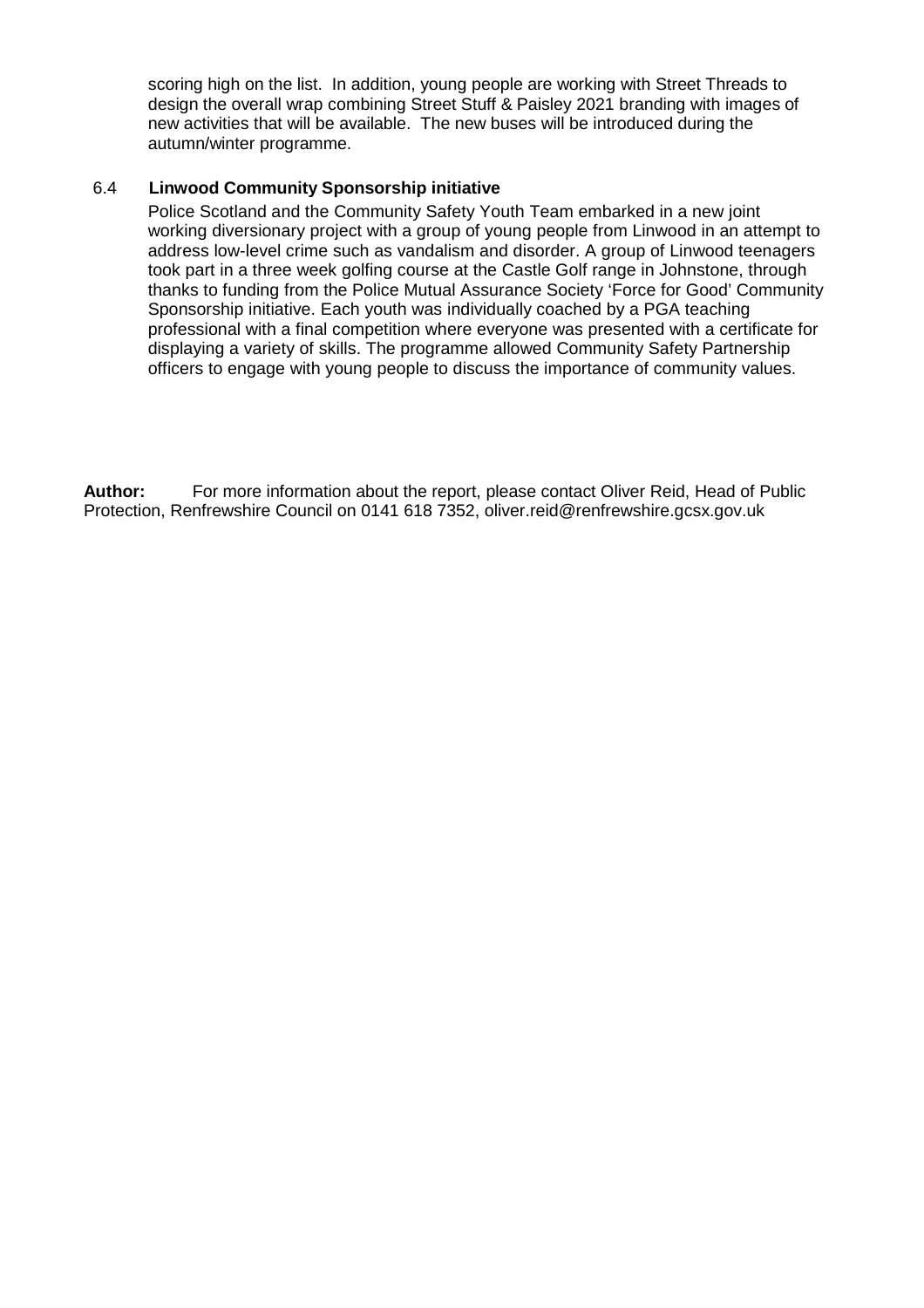scoring high on the list. In addition, young people are working with Street Threads to design the overall wrap combining Street Stuff & Paisley 2021 branding with images of new activities that will be available. The new buses will be introduced during the autumn/winter programme.

### 6.4 Linwood Community Sponsorship initiative

Police Scotland and the Community Safety Youth Team embarked in a new joint working diversionary project with a group of young people from Linwood in an attempt to address low-level crime such as vandalism and disorder. A group of Linwood teenagers took part in a three week golfing course at the Castle Golf range in Johnstone, through thanks to funding from the Police Mutual Assurance Society 'Force for Good' Community Sponsorship initiative. Each youth was individually coached by a PGA teaching professional with a final competition where everyone was presented with a certificate for displaying a variety of skills. The programme allowed Community Safety Partnership officers to engage with young people to discuss the importance of community values.

**Author:** For more information about the report, please contact Oliver Reid, Head of Public Protection, Renfrewshire Council on 0141 618 7352, oliver.reid@renfrewshire.gcsx.gov.uk